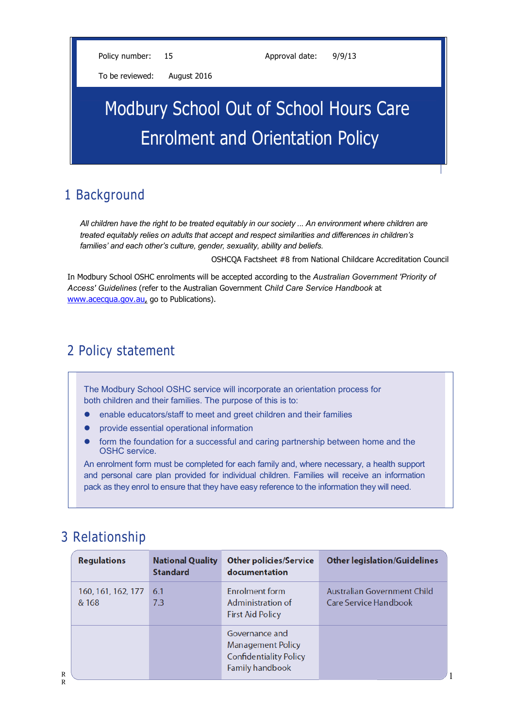Policy number: 15 Approval date: 9/9/13

To be reviewed: August 2016

# Modbury School Out of School Hours Care Enrolment and Orientation Policy

## 1 Background

*All children have the right to be treated equitably in our society ... An environment where children are treated equitably relies on adults that accept and respect similarities and differences in children's families' and each other's culture, gender, sexuality, ability and beliefs.*

OSHCQA Factsheet #8 from National Childcare Accreditation Council

In Modbury School OSHC enrolments will be accepted according to the *Australian Government 'Priority of Access' Guidelines* (refer to the Australian Government *Child Care Service Handbook* at www.acecqua.gov.au, go to Publications).

## 2 Policy statement

The Modbury School OSHC service will incorporate an orientation process for both children and their families. The purpose of this is to:

- enable educators/staff to meet and greet children and their families
- provide essential operational information
- form the foundation for a successful and caring partnership between home and the OSHC service.

An enrolment form must be completed for each family and, where necessary, a health support and personal care plan provided for individual children. Families will receive an information pack as they enrol to ensure that they have easy reference to the information they will need.

## 3 Relationship

| Regulations | National Quality Standard | Other policies/Service documentation | Other legislation/Guidelines |
|---|---|---|---|
| 160, 161, 162, 177 & 168 | 6.1<br>7.3 | Enrolment form<br>Administration of First Aid Policy | Australian Government Child Care Service Handbook |
| | | Governance and Management Policy<br>Confidentiality Policy<br>Family handbook | |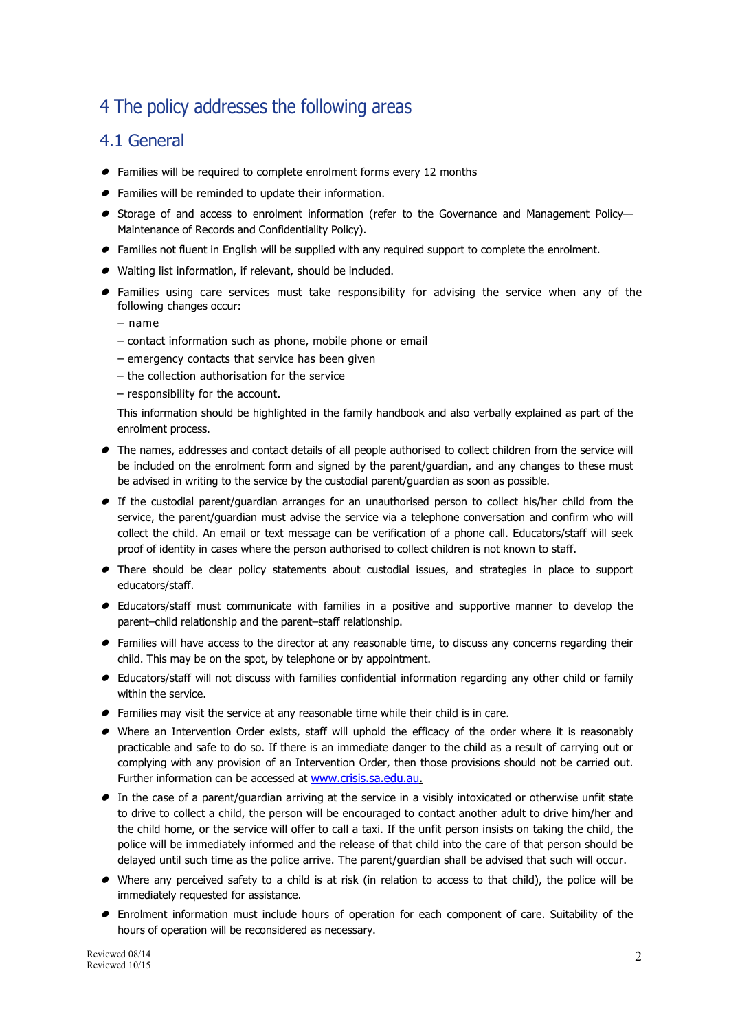# 4 The policy addresses the following areas

## 4.1 General

- Families will be required to complete enrolment forms every 12 months
- Families will be reminded to update their information.
- Storage of and access to enrolment information (refer to the Governance and Management Policy—Maintenance of Records and Confidentiality Policy).
- Families not fluent in English will be supplied with any required support to complete the enrolment.
- Waiting list information, if relevant, should be included.
- Families using care services must take responsibility for advising the service when any of the following changes occur:
  - name
  - contact information such as phone, mobile phone or email
  - emergency contacts that service has been given
  - the collection authorisation for the service
  - responsibility for the account.

  This information should be highlighted in the family handbook and also verbally explained as part of the enrolment process.
- The names, addresses and contact details of all people authorised to collect children from the service will be included on the enrolment form and signed by the parent/guardian, and any changes to these must be advised in writing to the service by the custodial parent/guardian as soon as possible.
- If the custodial parent/guardian arranges for an unauthorised person to collect his/her child from the service, the parent/guardian must advise the service via a telephone conversation and confirm who will collect the child. An email or text message can be verification of a phone call. Educators/staff will seek proof of identity in cases where the person authorised to collect children is not known to staff.
- There should be clear policy statements about custodial issues, and strategies in place to support educators/staff.
- Educators/staff must communicate with families in a positive and supportive manner to develop the parent–child relationship and the parent–staff relationship.
- Families will have access to the director at any reasonable time, to discuss any concerns regarding their child. This may be on the spot, by telephone or by appointment.
- Educators/staff will not discuss with families confidential information regarding any other child or family within the service.
- Families may visit the service at any reasonable time while their child is in care.
- Where an Intervention Order exists, staff will uphold the efficacy of the order where it is reasonably practicable and safe to do so. If there is an immediate danger to the child as a result of carrying out or complying with any provision of an Intervention Order, then those provisions should not be carried out. Further information can be accessed at [www.crisis.sa.edu.au.](http://www.crisis.sa.edu.au)
- In the case of a parent/guardian arriving at the service in a visibly intoxicated or otherwise unfit state to drive to collect a child, the person will be encouraged to contact another adult to drive him/her and the child home, or the service will offer to call a taxi. If the unfit person insists on taking the child, the police will be immediately informed and the release of that child into the care of that person should be delayed until such time as the police arrive. The parent/guardian shall be advised that such will occur.
- Where any perceived safety to a child is at risk (in relation to access to that child), the police will be immediately requested for assistance.
- Enrolment information must include hours of operation for each component of care. Suitability of the hours of operation will be reconsidered as necessary.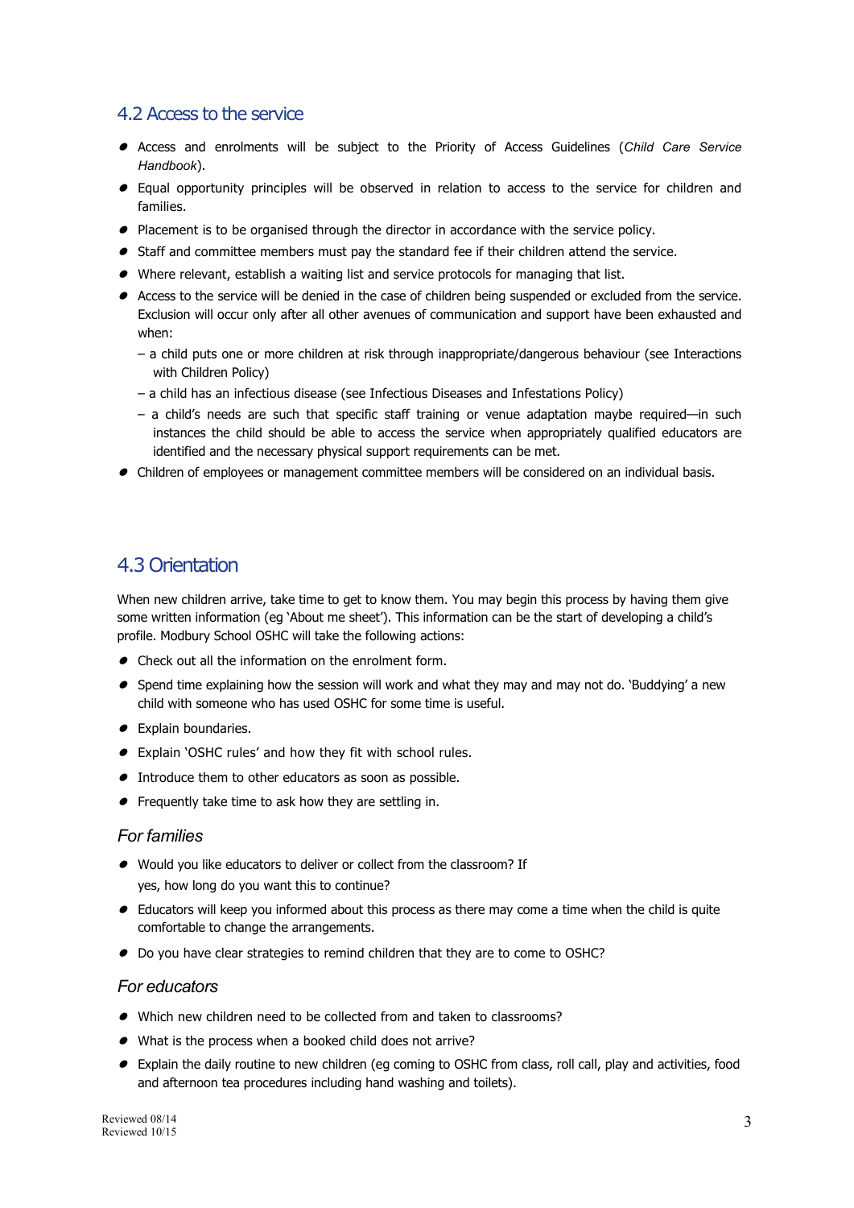## 4.2 Access to the service

- Access and enrolments will be subject to the Priority of Access Guidelines (*Child Care Service Handbook*).
- Equal opportunity principles will be observed in relation to access to the service for children and families.
- Placement is to be organised through the director in accordance with the service policy.
- Staff and committee members must pay the standard fee if their children attend the service.
- Where relevant, establish a waiting list and service protocols for managing that list.
- Access to the service will be denied in the case of children being suspended or excluded from the service. Exclusion will occur only after all other avenues of communication and support have been exhausted and when:
  - a child puts one or more children at risk through inappropriate/dangerous behaviour (see Interactions with Children Policy)
  - a child has an infectious disease (see Infectious Diseases and Infestations Policy)
  - a child's needs are such that specific staff training or venue adaptation maybe required—in such instances the child should be able to access the service when appropriately qualified educators are identified and the necessary physical support requirements can be met.
- Children of employees or management committee members will be considered on an individual basis.

## 4.3 Orientation

When new children arrive, take time to get to know them. You may begin this process by having them give some written information (eg 'About me sheet'). This information can be the start of developing a child's profile. Modbury School OSHC will take the following actions:

- Check out all the information on the enrolment form.
- Spend time explaining how the session will work and what they may and may not do. 'Buddying' a new child with someone who has used OSHC for some time is useful.
- Explain boundaries.
- Explain 'OSHC rules' and how they fit with school rules.
- Introduce them to other educators as soon as possible.
- Frequently take time to ask how they are settling in.

### *For families*

- Would you like educators to deliver or collect from the classroom? If yes, how long do you want this to continue?
- Educators will keep you informed about this process as there may come a time when the child is quite comfortable to change the arrangements.
- Do you have clear strategies to remind children that they are to come to OSHC?

### *For educators*

- Which new children need to be collected from and taken to classrooms?
- What is the process when a booked child does not arrive?
- Explain the daily routine to new children (eg coming to OSHC from class, roll call, play and activities, food and afternoon tea procedures including hand washing and toilets).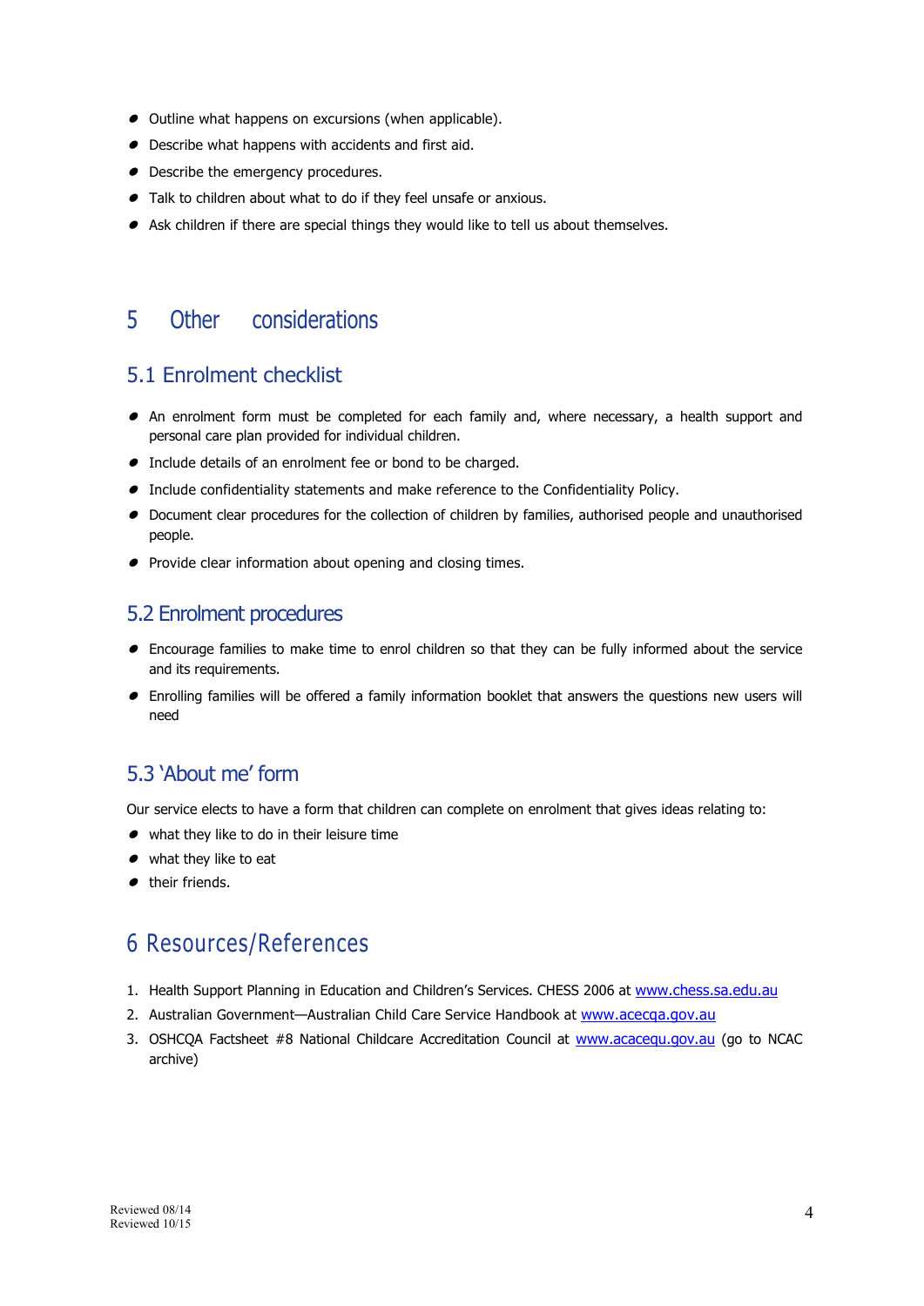- Outline what happens on excursions (when applicable).
- Describe what happens with accidents and first aid.
- Describe the emergency procedures.
- Talk to children about what to do if they feel unsafe or anxious.
- Ask children if there are special things they would like to tell us about themselves.

# 5 Other considerations

## 5.1 Enrolment checklist

- An enrolment form must be completed for each family and, where necessary, a health support and personal care plan provided for individual children.
- Include details of an enrolment fee or bond to be charged.
- Include confidentiality statements and make reference to the Confidentiality Policy.
- Document clear procedures for the collection of children by families, authorised people and unauthorised people.
- Provide clear information about opening and closing times.

## 5.2 Enrolment procedures

- Encourage families to make time to enrol children so that they can be fully informed about the service and its requirements.
- Enrolling families will be offered a family information booklet that answers the questions new users will need

## 5.3 'About me' form

Our service elects to have a form that children can complete on enrolment that gives ideas relating to:

- what they like to do in their leisure time
- what they like to eat
- their friends.

# 6 Resources/References

1. Health Support Planning in Education and Children's Services. CHESS 2006 at www.chess.sa.edu.au
2. Australian Government—Australian Child Care Service Handbook at www.acecqa.gov.au
3. OSHCQA Factsheet #8 National Childcare Accreditation Council at www.acacequ.gov.au (go to NCAC archive)

Reviewed 08/14
Reviewed 10/15